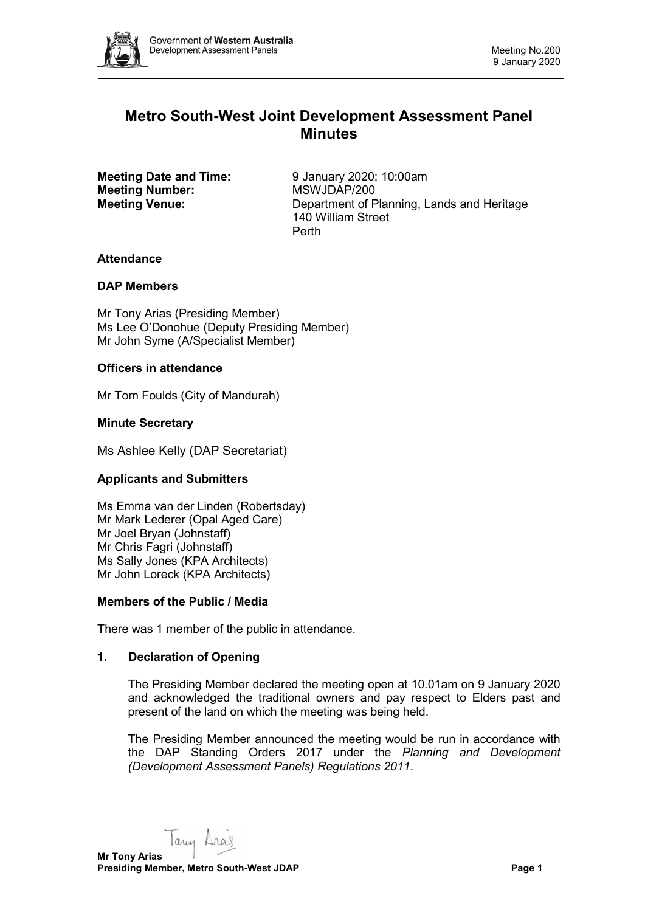# Metro South-West Joint Development Assessment Panel Minutes

**Meeting Date and Time:** 9 January 2020; 10:00am
**Meeting Number:** MSWJDAP/200
**Meeting Venue:** Department of Planning, Lands and Heritage
140 William Street
Perth

### Attendance

### DAP Members

Mr Tony Arias (Presiding Member)
Ms Lee O'Donohue (Deputy Presiding Member)
Mr John Syme (A/Specialist Member)

### Officers in attendance

Mr Tom Foulds (City of Mandurah)

### Minute Secretary

Ms Ashlee Kelly (DAP Secretariat)

### Applicants and Submitters

Ms Emma van der Linden (Robertsday)
Mr Mark Lederer (Opal Aged Care)
Mr Joel Bryan (Johnstaff)
Mr Chris Fagri (Johnstaff)
Ms Sally Jones (KPA Architects)
Mr John Loreck (KPA Architects)

### Members of the Public / Media

There was 1 member of the public in attendance.

### 1. Declaration of Opening

The Presiding Member declared the meeting open at 10.01am on 9 January 2020 and acknowledged the traditional owners and pay respect to Elders past and present of the land on which the meeting was being held.

The Presiding Member announced the meeting would be run in accordance with the DAP Standing Orders 2017 under the *Planning and Development (Development Assessment Panels) Regulations 2011*.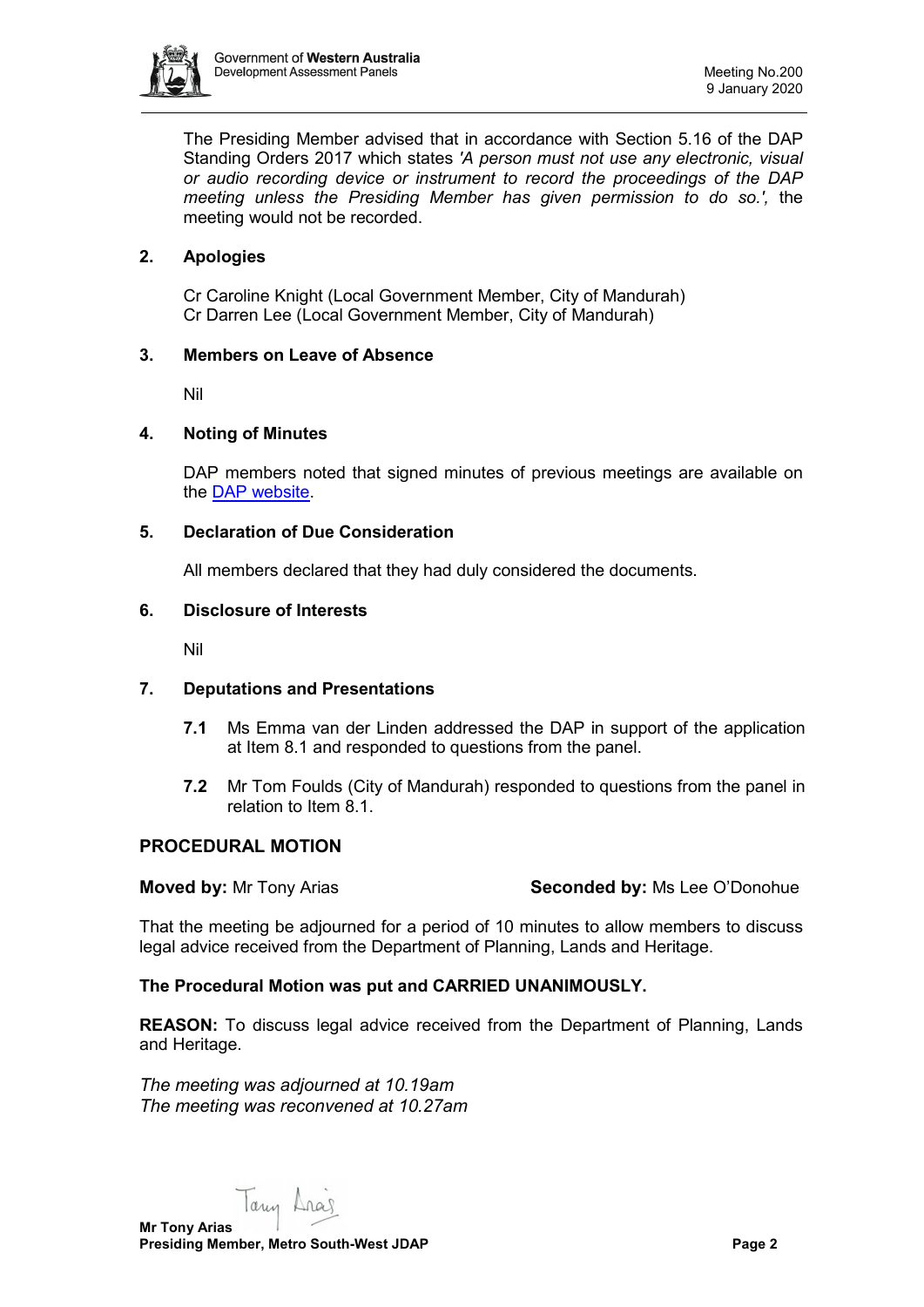The Presiding Member advised that in accordance with Section 5.16 of the DAP Standing Orders 2017 which states *'A person must not use any electronic, visual or audio recording device or instrument to record the proceedings of the DAP meeting unless the Presiding Member has given permission to do so.',* the meeting would not be recorded.

## 2. Apologies

Cr Caroline Knight (Local Government Member, City of Mandurah)
Cr Darren Lee (Local Government Member, City of Mandurah)

## 3. Members on Leave of Absence

Nil

## 4. Noting of Minutes

DAP members noted that signed minutes of previous meetings are available on the DAP website.

## 5. Declaration of Due Consideration

All members declared that they had duly considered the documents.

## 6. Disclosure of Interests

Nil

## 7. Deputations and Presentations

**7.1** Ms Emma van der Linden addressed the DAP in support of the application at Item 8.1 and responded to questions from the panel.

**7.2** Mr Tom Foulds (City of Mandurah) responded to questions from the panel in relation to Item 8.1.

## PROCEDURAL MOTION

**Moved by:** Mr Tony Arias **Seconded by:** Ms Lee O'Donohue

That the meeting be adjourned for a period of 10 minutes to allow members to discuss legal advice received from the Department of Planning, Lands and Heritage.

**The Procedural Motion was put and CARRIED UNANIMOUSLY.**

**REASON:** To discuss legal advice received from the Department of Planning, Lands and Heritage.

*The meeting was adjourned at 10.19am*
*The meeting was reconvened at 10.27am*

**Mr Tony Arias**
**Presiding Member, Metro South-West JDAP**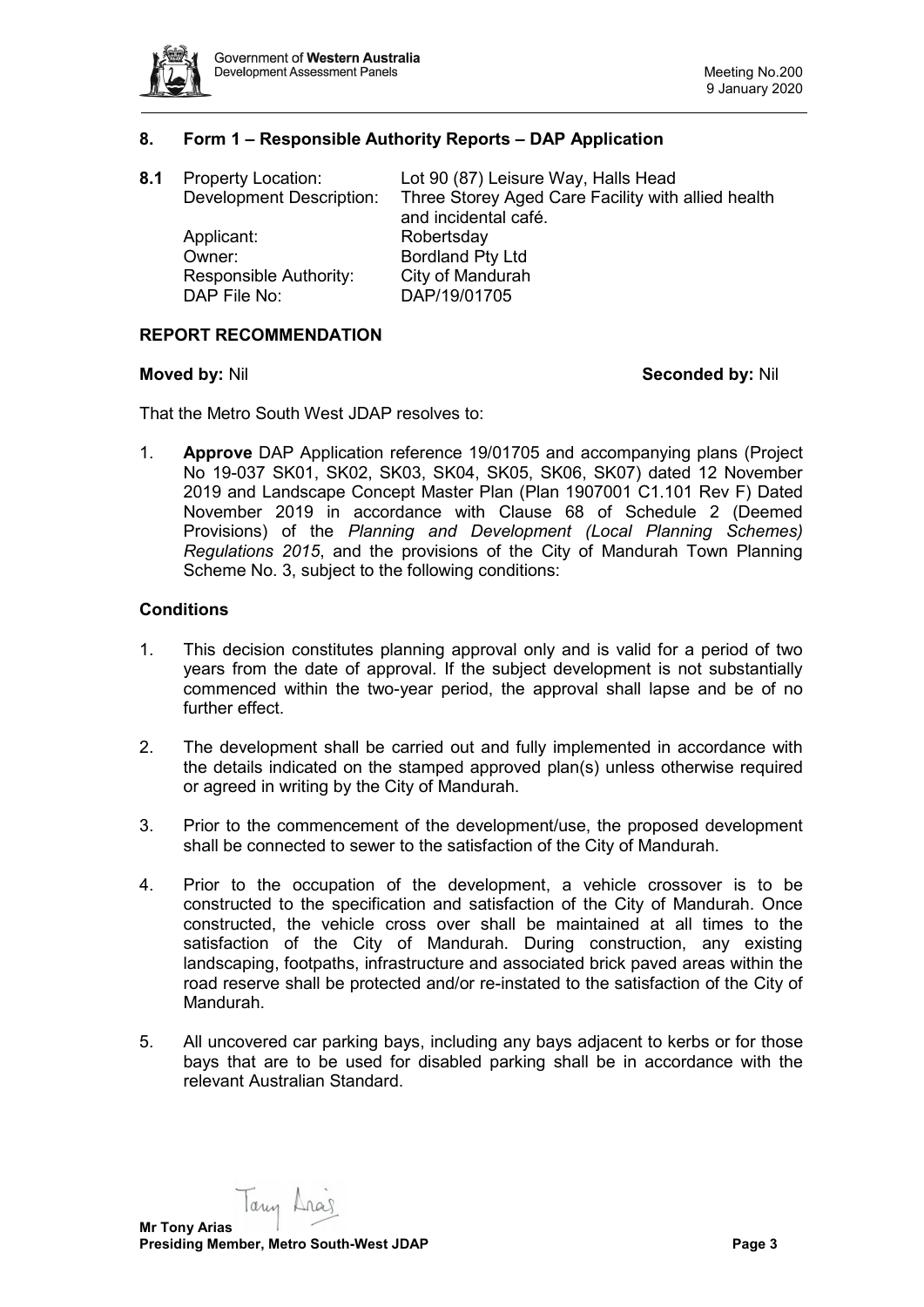## 8. Form 1 – Responsible Authority Reports – DAP Application

**8.1** Property Location: Lot 90 (87) Leisure Way, Halls Head
Development Description: Three Storey Aged Care Facility with allied health and incidental café.
Applicant: Robertsday
Owner: Bordland Pty Ltd
Responsible Authority: City of Mandurah
DAP File No: DAP/19/01705

### REPORT RECOMMENDATION

**Moved by:** Nil **Seconded by:** Nil

That the Metro South West JDAP resolves to:

1. **Approve** DAP Application reference 19/01705 and accompanying plans (Project No 19-037 SK01, SK02, SK03, SK04, SK05, SK06, SK07) dated 12 November 2019 and Landscape Concept Master Plan (Plan 1907001 C1.101 Rev F) Dated November 2019 in accordance with Clause 68 of Schedule 2 (Deemed Provisions) of the *Planning and Development (Local Planning Schemes) Regulations 2015*, and the provisions of the City of Mandurah Town Planning Scheme No. 3, subject to the following conditions:

### Conditions

1. This decision constitutes planning approval only and is valid for a period of two years from the date of approval. If the subject development is not substantially commenced within the two-year period, the approval shall lapse and be of no further effect.

2. The development shall be carried out and fully implemented in accordance with the details indicated on the stamped approved plan(s) unless otherwise required or agreed in writing by the City of Mandurah.

3. Prior to the commencement of the development/use, the proposed development shall be connected to sewer to the satisfaction of the City of Mandurah.

4. Prior to the occupation of the development, a vehicle crossover is to be constructed to the specification and satisfaction of the City of Mandurah. Once constructed, the vehicle cross over shall be maintained at all times to the satisfaction of the City of Mandurah. During construction, any existing landscaping, footpaths, infrastructure and associated brick paved areas within the road reserve shall be protected and/or re-instated to the satisfaction of the City of Mandurah.

5. All uncovered car parking bays, including any bays adjacent to kerbs or for those bays that are to be used for disabled parking shall be in accordance with the relevant Australian Standard.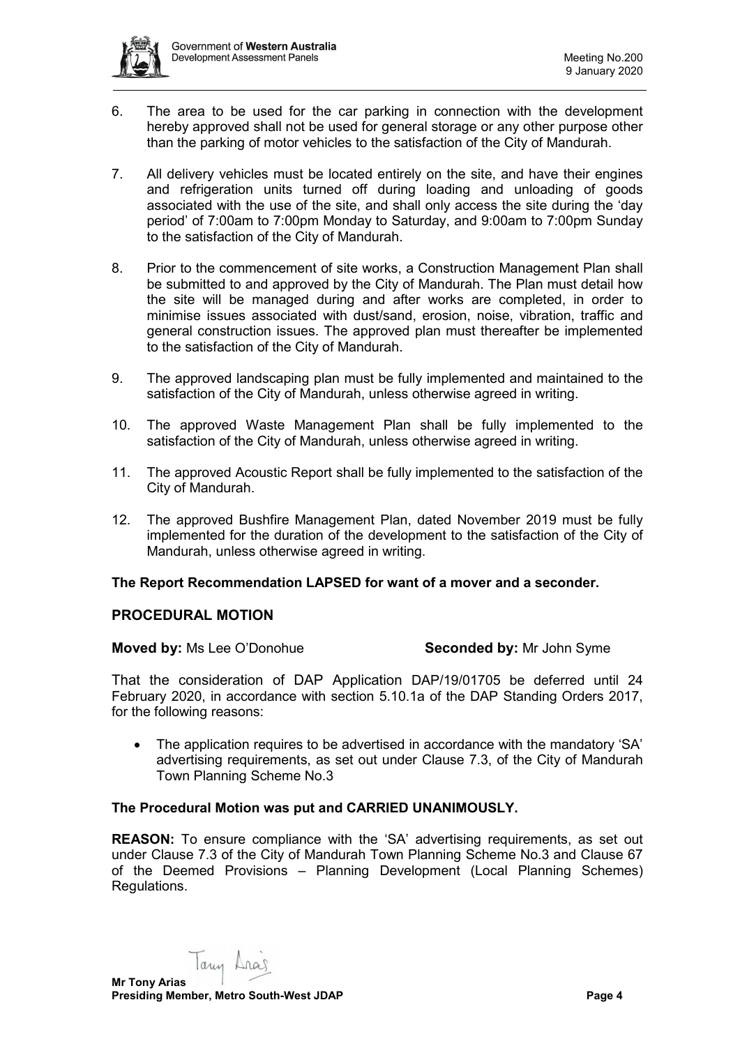6. The area to be used for the car parking in connection with the development hereby approved shall not be used for general storage or any other purpose other than the parking of motor vehicles to the satisfaction of the City of Mandurah.

7. All delivery vehicles must be located entirely on the site, and have their engines and refrigeration units turned off during loading and unloading of goods associated with the use of the site, and shall only access the site during the 'day period' of 7:00am to 7:00pm Monday to Saturday, and 9:00am to 7:00pm Sunday to the satisfaction of the City of Mandurah.

8. Prior to the commencement of site works, a Construction Management Plan shall be submitted to and approved by the City of Mandurah. The Plan must detail how the site will be managed during and after works are completed, in order to minimise issues associated with dust/sand, erosion, noise, vibration, traffic and general construction issues. The approved plan must thereafter be implemented to the satisfaction of the City of Mandurah.

9. The approved landscaping plan must be fully implemented and maintained to the satisfaction of the City of Mandurah, unless otherwise agreed in writing.

10. The approved Waste Management Plan shall be fully implemented to the satisfaction of the City of Mandurah, unless otherwise agreed in writing.

11. The approved Acoustic Report shall be fully implemented to the satisfaction of the City of Mandurah.

12. The approved Bushfire Management Plan, dated November 2019 must be fully implemented for the duration of the development to the satisfaction of the City of Mandurah, unless otherwise agreed in writing.

**The Report Recommendation LAPSED for want of a mover and a seconder.**

## PROCEDURAL MOTION

**Moved by:** Ms Lee O'Donohue **Seconded by:** Mr John Syme

That the consideration of DAP Application DAP/19/01705 be deferred until 24 February 2020, in accordance with section 5.10.1a of the DAP Standing Orders 2017, for the following reasons:

- The application requires to be advertised in accordance with the mandatory 'SA' advertising requirements, as set out under Clause 7.3, of the City of Mandurah Town Planning Scheme No.3

**The Procedural Motion was put and CARRIED UNANIMOUSLY.**

**REASON:** To ensure compliance with the 'SA' advertising requirements, as set out under Clause 7.3 of the City of Mandurah Town Planning Scheme No.3 and Clause 67 of the Deemed Provisions – Planning Development (Local Planning Schemes) Regulations.

**Mr Tony Arias**
**Presiding Member, Metro South-West JDAP**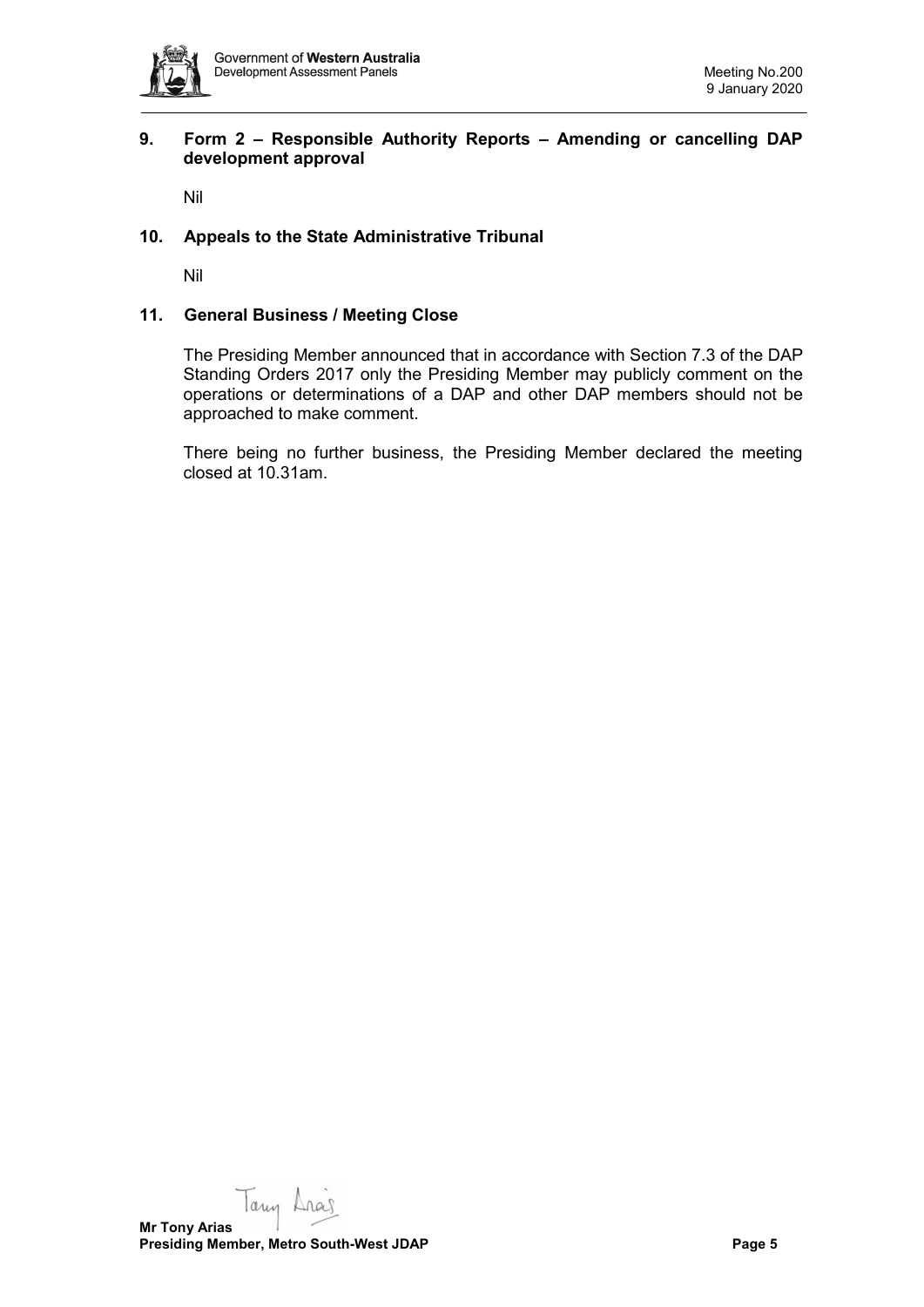## 9. Form 2 – Responsible Authority Reports – Amending or cancelling DAP development approval

Nil

## 10. Appeals to the State Administrative Tribunal

Nil

## 11. General Business / Meeting Close

The Presiding Member announced that in accordance with Section 7.3 of the DAP Standing Orders 2017 only the Presiding Member may publicly comment on the operations or determinations of a DAP and other DAP members should not be approached to make comment.

There being no further business, the Presiding Member declared the meeting closed at 10.31am.

**Mr Tony Arias**
**Presiding Member, Metro South-West JDAP**